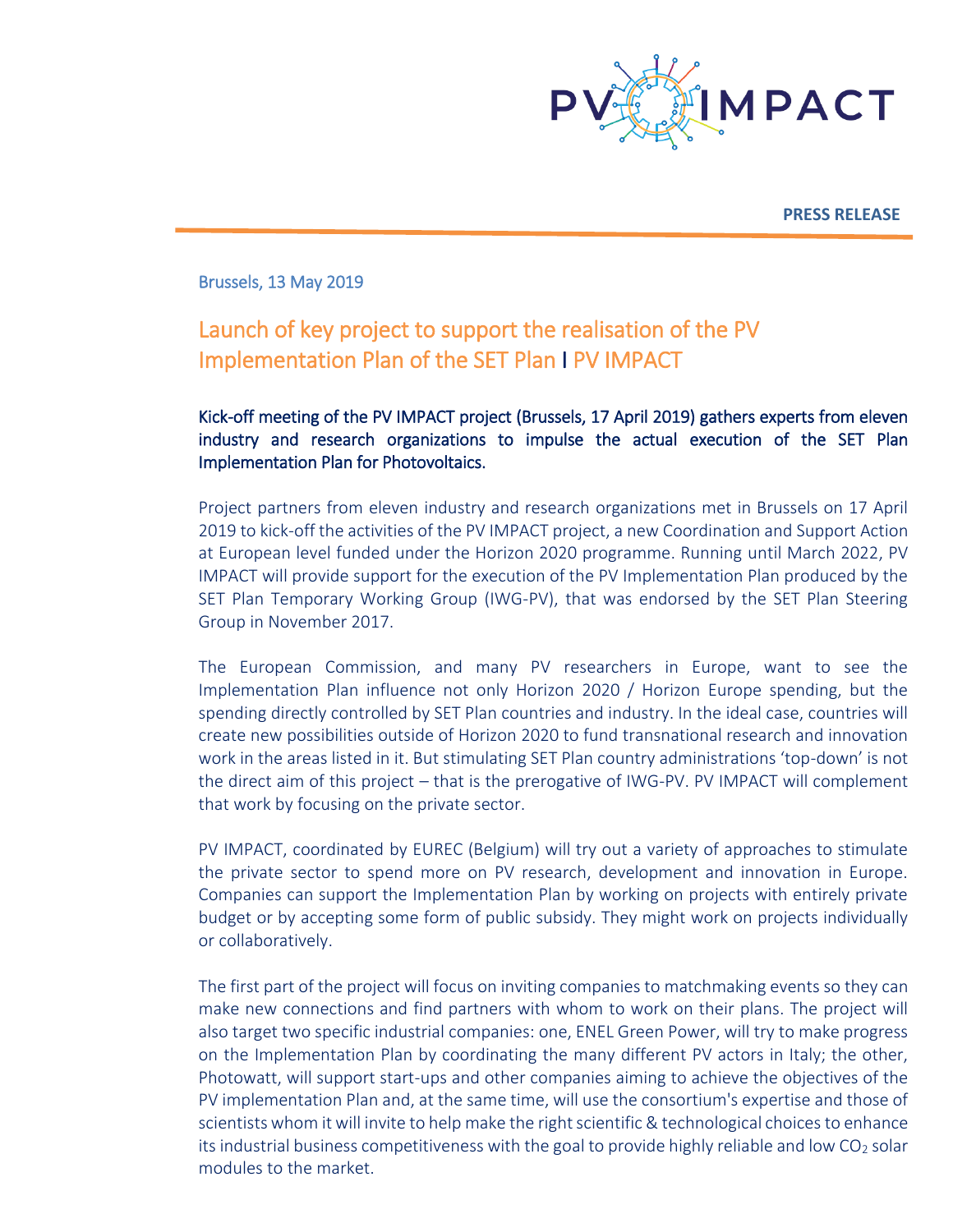PV IMPACT

**PRESS RELEASE**

Brussels, 13 May 2019

# Launch of key project to support the realisation of the PV Implementation Plan of the SET Plan I PV IMPACT

Kick-off meeting of the PV IMPACT project (Brussels, 17 April 2019) gathers experts from eleven industry and research organizations to impulse the actual execution of the SET Plan Implementation Plan for Photovoltaics.

Project partners from eleven industry and research organizations met in Brussels on 17 April 2019 to kick-off the activities of the PV IMPACT project, a new Coordination and Support Action at European level funded under the Horizon 2020 programme. Running until March 2022, PV IMPACT will provide support for the execution of the PV Implementation Plan produced by the SET Plan Temporary Working Group (IWG-PV), that was endorsed by the SET Plan Steering Group in November 2017.

The European Commission, and many PV researchers in Europe, want to see the Implementation Plan influence not only Horizon 2020 / Horizon Europe spending, but the spending directly controlled by SET Plan countries and industry. In the ideal case, countries will create new possibilities outside of Horizon 2020 to fund transnational research and innovation work in the areas listed in it. But stimulating SET Plan country administrations 'top-down' is not the direct aim of this project – that is the prerogative of IWG-PV. PV IMPACT will complement that work by focusing on the private sector.

PV IMPACT, coordinated by EUREC (Belgium) will try out a variety of approaches to stimulate the private sector to spend more on PV research, development and innovation in Europe. Companies can support the Implementation Plan by working on projects with entirely private budget or by accepting some form of public subsidy. They might work on projects individually or collaboratively.

The first part of the project will focus on inviting companies to matchmaking events so they can make new connections and find partners with whom to work on their plans. The project will also target two specific industrial companies: one, ENEL Green Power, will try to make progress on the Implementation Plan by coordinating the many different PV actors in Italy; the other, Photowatt, will support start-ups and other companies aiming to achieve the objectives of the PV implementation Plan and, at the same time, will use the consortium's expertise and those of scientists whom it will invite to help make the right scientific & technological choices to enhance its industrial business competitiveness with the goal to provide highly reliable and low $CO_2$ solar modules to the market.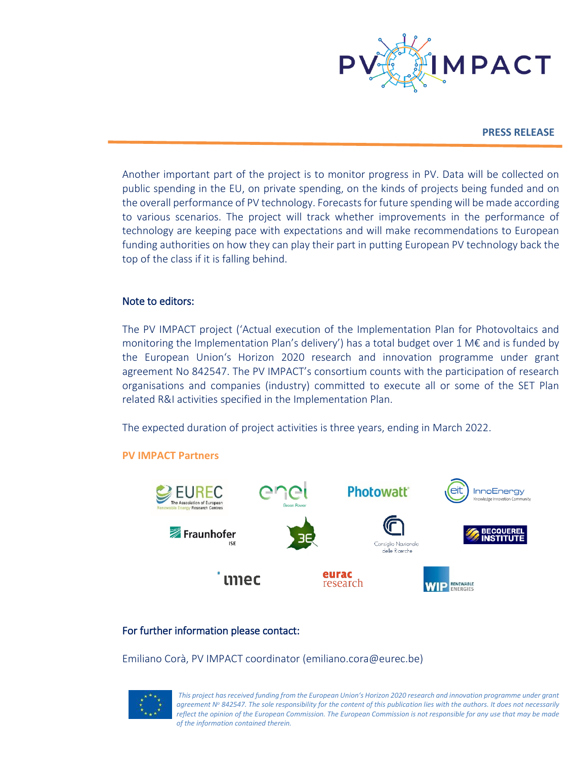**PRESS RELEASE**

Another important part of the project is to monitor progress in PV. Data will be collected on public spending in the EU, on private spending, on the kinds of projects being funded and on the overall performance of PV technology. Forecasts for future spending will be made according to various scenarios. The project will track whether improvements in the performance of technology are keeping pace with expectations and will make recommendations to European funding authorities on how they can play their part in putting European PV technology back the top of the class if it is falling behind.

## Note to editors:

The PV IMPACT project ('Actual execution of the Implementation Plan for Photovoltaics and monitoring the Implementation Plan's delivery') has a total budget over 1 M€ and is funded by the European Union's Horizon 2020 research and innovation programme under grant agreement No 842547. The PV IMPACT's consortium counts with the participation of research organisations and companies (industry) committed to execute all or some of the SET Plan related R&I activities specified in the Implementation Plan.

The expected duration of project activities is three years, ending in March 2022.

### PV IMPACT Partners

EUREC – The Association of European Renewable Energy Research Centres
enel Green Power
Photowatt
eit InnoEnergy – Knowledge Innovation Community
Fraunhofer ISE
3E
Consiglio Nazionale delle Ricerche
Becquerel Institute
imec
eurac research
WIP Renewable Energies

## For further information please contact:

Emiliano Corà, PV IMPACT coordinator (emiliano.cora@eurec.be)

*This project has received funding from the European Union's Horizon 2020 research and innovation programme under grant agreement Nº 842547. The sole responsibility for the content of this publication lies with the authors. It does not necessarily reflect the opinion of the European Commission. The European Commission is not responsible for any use that may be made of the information contained therein.*